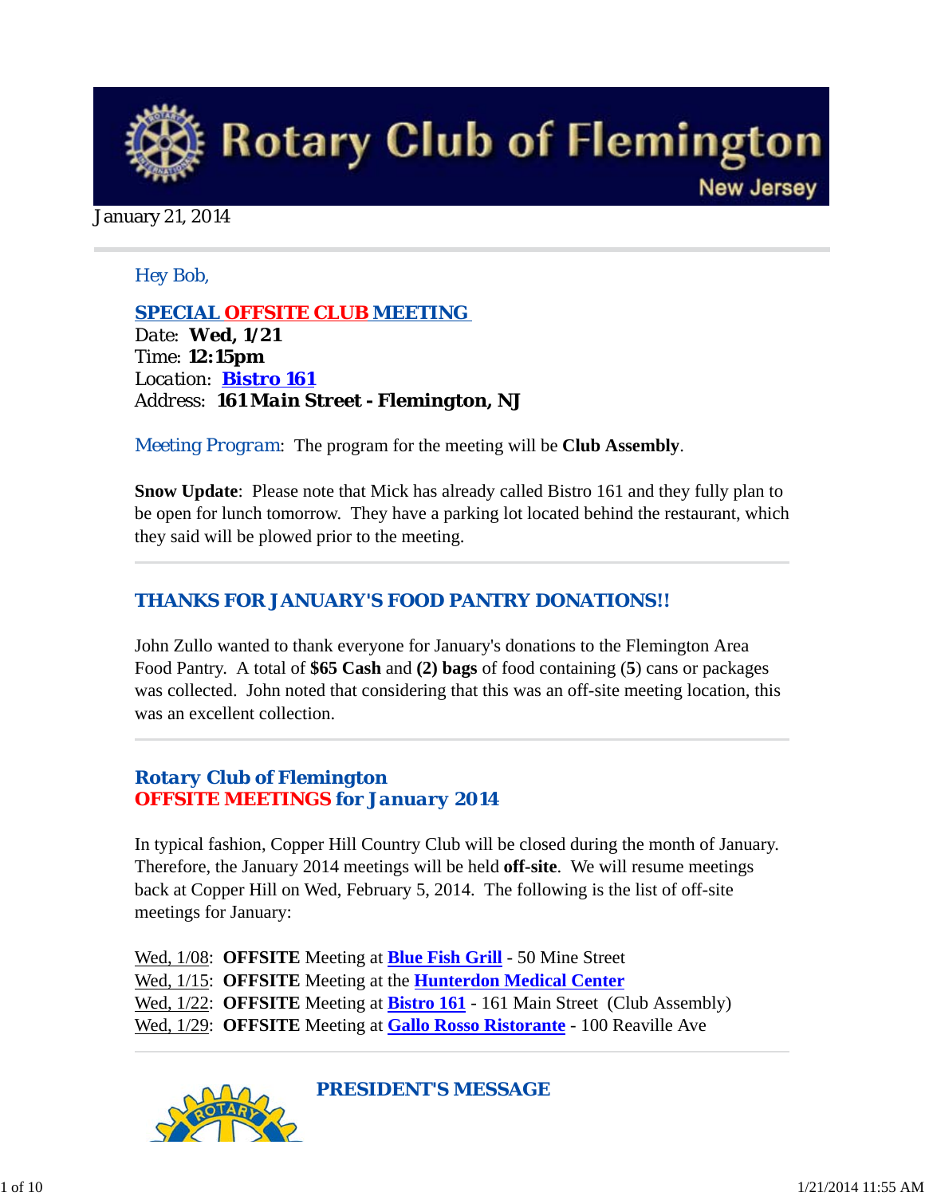# Rotary Club of Flemington

New Jersey

January 21, 2014

Hey Bob,

## SPECIAL OFFSITE CLUB MEETING

Date: **Wed, 1/21**
Time: **12:15pm**
Location: **Bistro 161**
Address: **161 Main Street - Flemington, NJ**

Meeting Program: The program for the meeting will be **Club Assembly**.

**Snow Update**: Please note that Mick has already called Bistro 161 and they fully plan to be open for lunch tomorrow. They have a parking lot located behind the restaurant, which they said will be plowed prior to the meeting.

## THANKS FOR JANUARY'S FOOD PANTRY DONATIONS!!

John Zullo wanted to thank everyone for January's donations to the Flemington Area Food Pantry. A total of **$65 Cash** and **(2) bags** of food containing (**5**) cans or packages was collected. John noted that considering that this was an off-site meeting location, this was an excellent collection.

## Rotary Club of Flemington OFFSITE MEETINGS for January 2014

In typical fashion, Copper Hill Country Club will be closed during the month of January. Therefore, the January 2014 meetings will be held **off-site**. We will resume meetings back at Copper Hill on Wed, February 5, 2014. The following is the list of off-site meetings for January:

Wed, 1/08: **OFFSITE** Meeting at **Blue Fish Grill** - 50 Mine Street
Wed, 1/15: **OFFSITE** Meeting at the **Hunterdon Medical Center**
Wed, 1/22: **OFFSITE** Meeting at **Bistro 161** - 161 Main Street (Club Assembly)
Wed, 1/29: **OFFSITE** Meeting at **Gallo Rosso Ristorante** - 100 Reaville Ave

## PRESIDENT'S MESSAGE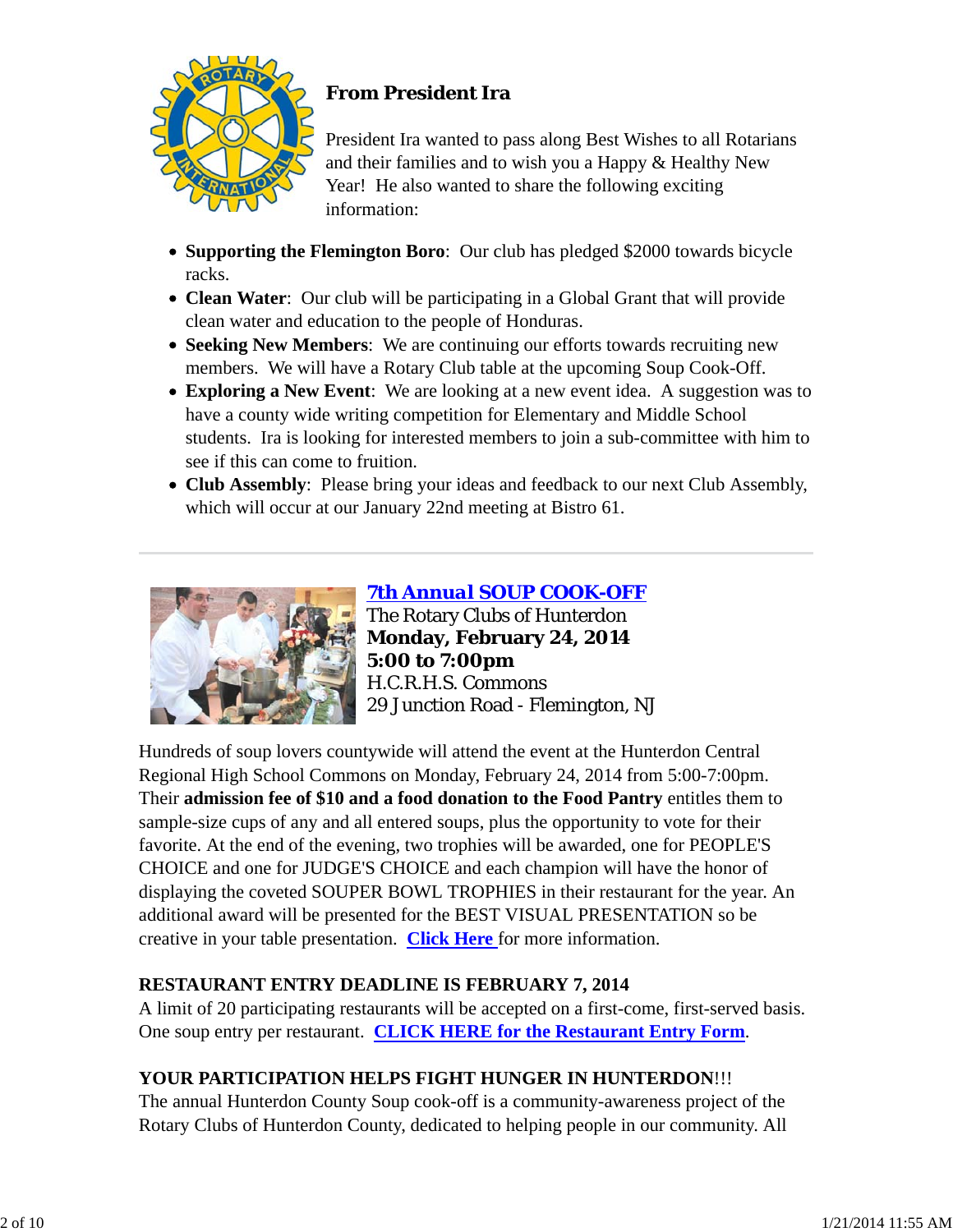### From President Ira

President Ira wanted to pass along Best Wishes to all Rotarians and their families and to wish you a Happy & Healthy New Year! He also wanted to share the following exciting information:

- **Supporting the Flemington Boro**: Our club has pledged $2000 towards bicycle racks.
- **Clean Water**: Our club will be participating in a Global Grant that will provide clean water and education to the people of Honduras.
- **Seeking New Members**: We are continuing our efforts towards recruiting new members. We will have a Rotary Club table at the upcoming Soup Cook-Off.
- **Exploring a New Event**: We are looking at a new event idea. A suggestion was to have a county wide writing competition for Elementary and Middle School students. Ira is looking for interested members to join a sub-committee with him to see if this can come to fruition.
- **Club Assembly**: Please bring your ideas and feedback to our next Club Assembly, which will occur at our January 22nd meeting at Bistro 61.

---

### [7th Annual SOUP COOK-OFF]

The Rotary Clubs of Hunterdon
**Monday, February 24, 2014**
**5:00 to 7:00pm**
H.C.R.H.S. Commons
29 Junction Road - Flemington, NJ

Hundreds of soup lovers countywide will attend the event at the Hunterdon Central Regional High School Commons on Monday, February 24, 2014 from 5:00-7:00pm. Their **admission fee of $10 and a food donation to the Food Pantry** entitles them to sample-size cups of any and all entered soups, plus the opportunity to vote for their favorite. At the end of the evening, two trophies will be awarded, one for PEOPLE'S CHOICE and one for JUDGE'S CHOICE and each champion will have the honor of displaying the coveted SOUPER BOWL TROPHIES in their restaurant for the year. An additional award will be presented for the BEST VISUAL PRESENTATION so be creative in your table presentation. **Click Here** for more information.

**RESTAURANT ENTRY DEADLINE IS FEBRUARY 7, 2014**
A limit of 20 participating restaurants will be accepted on a first-come, first-served basis. One soup entry per restaurant. **CLICK HERE for the Restaurant Entry Form**.

**YOUR PARTICIPATION HELPS FIGHT HUNGER IN HUNTERDON**!!!
The annual Hunterdon County Soup cook-off is a community-awareness project of the Rotary Clubs of Hunterdon County, dedicated to helping people in our community. All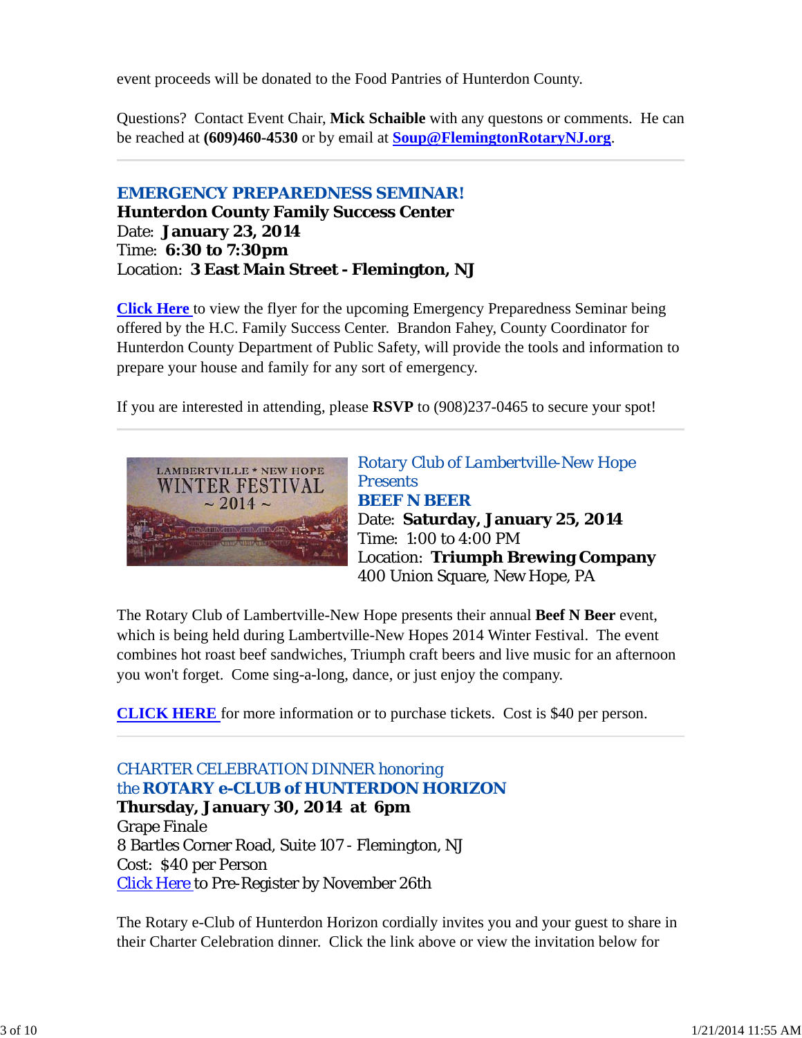event proceeds will be donated to the Food Pantries of Hunterdon County.

Questions? Contact Event Chair, **Mick Schaible** with any questons or comments. He can be reached at **(609)460-4530** or by email at **Soup@FlemingtonRotaryNJ.org**.

---

## EMERGENCY PREPAREDNESS SEMINAR!

**Hunterdon County Family Success Center**
Date: **January 23, 2014**
Time: **6:30 to 7:30pm**
Location: **3 East Main Street - Flemington, NJ**

**Click Here** to view the flyer for the upcoming Emergency Preparedness Seminar being offered by the H.C. Family Success Center. Brandon Fahey, County Coordinator for Hunterdon County Department of Public Safety, will provide the tools and information to prepare your house and family for any sort of emergency.

If you are interested in attending, please **RSVP** to (908)237-0465 to secure your spot!

---

LAMBERTVILLE * NEW HOPE WINTER FESTIVAL ~ 2014 ~

*Rotary Club of Lambertville-New Hope Presents*
**BEEF N BEER**
Date: **Saturday, January 25, 2014**
Time: 1:00 to 4:00 PM
Location: **Triumph Brewing Company**
400 Union Square, New Hope, PA

The Rotary Club of Lambertville-New Hope presents their annual **Beef N Beer** event, which is being held during Lambertville-New Hopes 2014 Winter Festival. The event combines hot roast beef sandwiches, Triumph craft beers and live music for an afternoon you won't forget. Come sing-a-long, dance, or just enjoy the company.

**CLICK HERE** for more information or to purchase tickets. Cost is $40 per person.

---

## CHARTER CELEBRATION DINNER honoring the **ROTARY e-CLUB of HUNTERDON HORIZON**

**Thursday, January 30, 2014 at 6pm**
Grape Finale
8 Bartles Corner Road, Suite 107 - Flemington, NJ
Cost: $40 per Person
Click Here to Pre-Register by November 26th

The Rotary e-Club of Hunterdon Horizon cordially invites you and your guest to share in their Charter Celebration dinner. Click the link above or view the invitation below for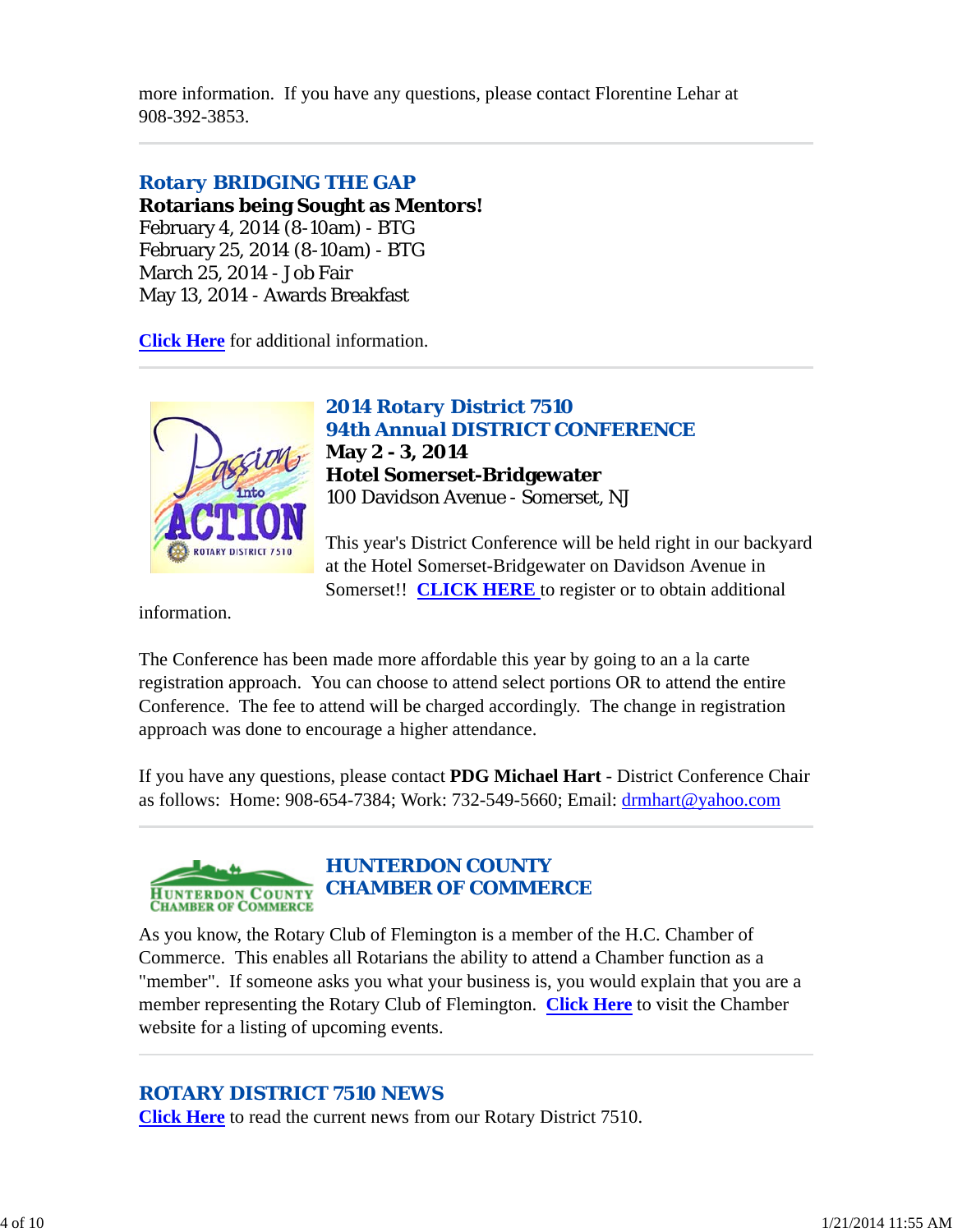more information. If you have any questions, please contact Florentine Lehar at 908-392-3853.

---

## Rotary BRIDGING THE GAP

**Rotarians being Sought as Mentors!**
February 4, 2014 (8-10am) - BTG
February 25, 2014 (8-10am) - BTG
March 25, 2014 - Job Fair
May 13, 2014 - Awards Breakfast

**Click Here** for additional information.

---

## 2014 Rotary District 7510
## 94th Annual DISTRICT CONFERENCE

**May 2 - 3, 2014**
**Hotel Somerset-Bridgewater**
100 Davidson Avenue - Somerset, NJ

This year's District Conference will be held right in our backyard at the Hotel Somerset-Bridgewater on Davidson Avenue in Somerset!! **CLICK HERE** to register or to obtain additional information.

The Conference has been made more affordable this year by going to an a la carte registration approach. You can choose to attend select portions OR to attend the entire Conference. The fee to attend will be charged accordingly. The change in registration approach was done to encourage a higher attendance.

If you have any questions, please contact **PDG Michael Hart** - District Conference Chair as follows: Home: 908-654-7384; Work: 732-549-5660; Email: drmhart@yahoo.com

---

## HUNTERDON COUNTY CHAMBER OF COMMERCE

As you know, the Rotary Club of Flemington is a member of the H.C. Chamber of Commerce. This enables all Rotarians the ability to attend a Chamber function as a "member". If someone asks you what your business is, you would explain that you are a member representing the Rotary Club of Flemington. **Click Here** to visit the Chamber website for a listing of upcoming events.

---

## ROTARY DISTRICT 7510 NEWS

**Click Here** to read the current news from our Rotary District 7510.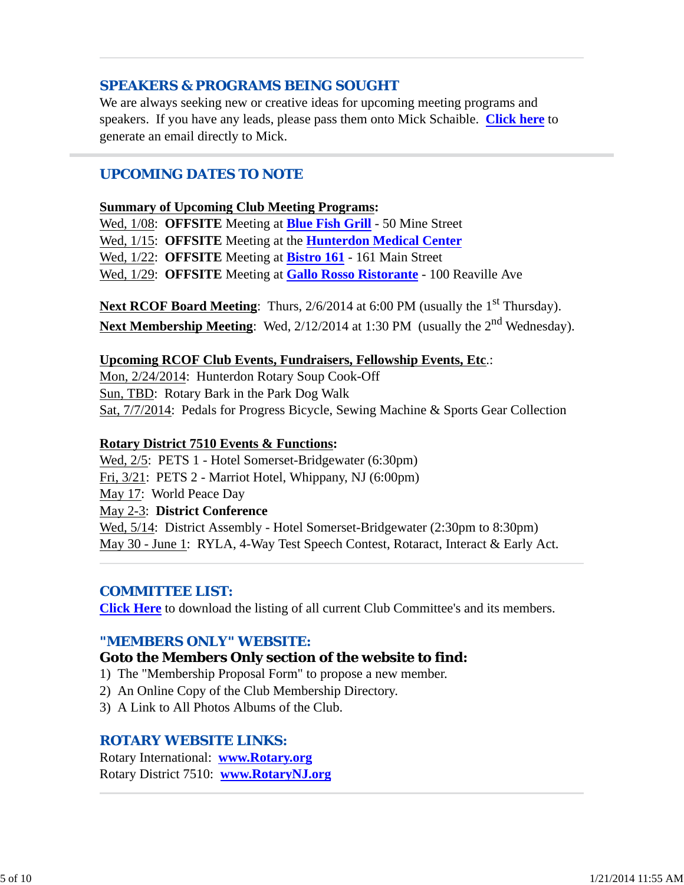## SPEAKERS & PROGRAMS BEING SOUGHT

We are always seeking new or creative ideas for upcoming meeting programs and speakers. If you have any leads, please pass them onto Mick Schaible. **Click here** to generate an email directly to Mick.

## UPCOMING DATES TO NOTE

**Summary of Upcoming Club Meeting Programs:**

Wed, 1/08: **OFFSITE** Meeting at **Blue Fish Grill** - 50 Mine Street
Wed, 1/15: **OFFSITE** Meeting at the **Hunterdon Medical Center**
Wed, 1/22: **OFFSITE** Meeting at **Bistro 161** - 161 Main Street
Wed, 1/29: **OFFSITE** Meeting at **Gallo Rosso Ristorante** - 100 Reaville Ave

**Next RCOF Board Meeting**: Thurs, 2/6/2014 at 6:00 PM (usually the 1st Thursday).
**Next Membership Meeting**: Wed, 2/12/2014 at 1:30 PM (usually the 2nd Wednesday).

**Upcoming RCOF Club Events, Fundraisers, Fellowship Events, Etc.**:

Mon, 2/24/2014: Hunterdon Rotary Soup Cook-Off
Sun, TBD: Rotary Bark in the Park Dog Walk
Sat, 7/7/2014: Pedals for Progress Bicycle, Sewing Machine & Sports Gear Collection

**Rotary District 7510 Events & Functions:**

Wed, 2/5: PETS 1 - Hotel Somerset-Bridgewater (6:30pm)
Fri, 3/21: PETS 2 - Marriot Hotel, Whippany, NJ (6:00pm)
May 17: World Peace Day
May 2-3: **District Conference**
Wed, 5/14: District Assembly - Hotel Somerset-Bridgewater (2:30pm to 8:30pm)
May 30 - June 1: RYLA, 4-Way Test Speech Contest, Rotaract, Interact & Early Act.

## COMMITTEE LIST:

**Click Here** to download the listing of all current Club Committee's and its members.

## "MEMBERS ONLY" WEBSITE:

### Goto the Members Only section of the website to find:

1) The "Membership Proposal Form" to propose a new member.
2) An Online Copy of the Club Membership Directory.
3) A Link to All Photos Albums of the Club.

## ROTARY WEBSITE LINKS:

Rotary International: **www.Rotary.org**
Rotary District 7510: **www.RotaryNJ.org**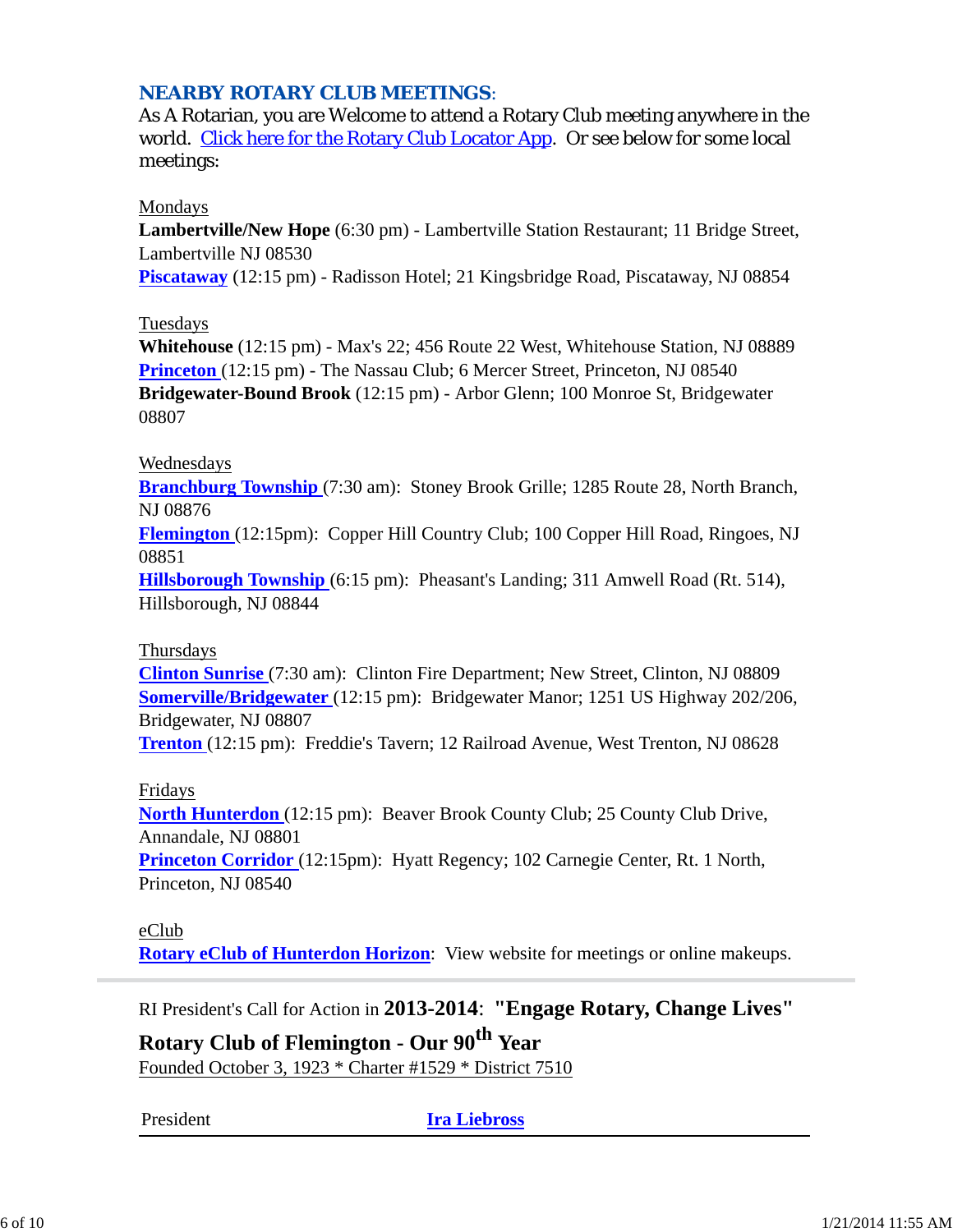## NEARBY ROTARY CLUB MEETINGS:

As A Rotarian, you are Welcome to attend a Rotary Club meeting anywhere in the world. Click here for the Rotary Club Locator App. Or see below for some local meetings:

Mondays

**Lambertville/New Hope** (6:30 pm) - Lambertville Station Restaurant; 11 Bridge Street, Lambertville NJ 08530

**Piscataway** (12:15 pm) - Radisson Hotel; 21 Kingsbridge Road, Piscataway, NJ 08854

Tuesdays

**Whitehouse** (12:15 pm) - Max's 22; 456 Route 22 West, Whitehouse Station, NJ 08889

**Princeton** (12:15 pm) - The Nassau Club; 6 Mercer Street, Princeton, NJ 08540

**Bridgewater-Bound Brook** (12:15 pm) - Arbor Glenn; 100 Monroe St, Bridgewater 08807

Wednesdays

**Branchburg Township** (7:30 am): Stoney Brook Grille; 1285 Route 28, North Branch, NJ 08876

**Flemington** (12:15pm): Copper Hill Country Club; 100 Copper Hill Road, Ringoes, NJ 08851

**Hillsborough Township** (6:15 pm): Pheasant's Landing; 311 Amwell Road (Rt. 514), Hillsborough, NJ 08844

Thursdays

**Clinton Sunrise** (7:30 am): Clinton Fire Department; New Street, Clinton, NJ 08809

**Somerville/Bridgewater** (12:15 pm): Bridgewater Manor; 1251 US Highway 202/206, Bridgewater, NJ 08807

**Trenton** (12:15 pm): Freddie's Tavern; 12 Railroad Avenue, West Trenton, NJ 08628

Fridays

**North Hunterdon** (12:15 pm): Beaver Brook County Club; 25 County Club Drive, Annandale, NJ 08801

**Princeton Corridor** (12:15pm): Hyatt Regency; 102 Carnegie Center, Rt. 1 North, Princeton, NJ 08540

eClub

**Rotary eClub of Hunterdon Horizon**: View website for meetings or online makeups.

---

RI President's Call for Action in **2013-2014**: **"Engage Rotary, Change Lives"**

**Rotary Club of Flemington - Our 90th Year**

Founded October 3, 1923 * Charter #1529 * District 7510

| President | **Ira Liebross** |
|---|---|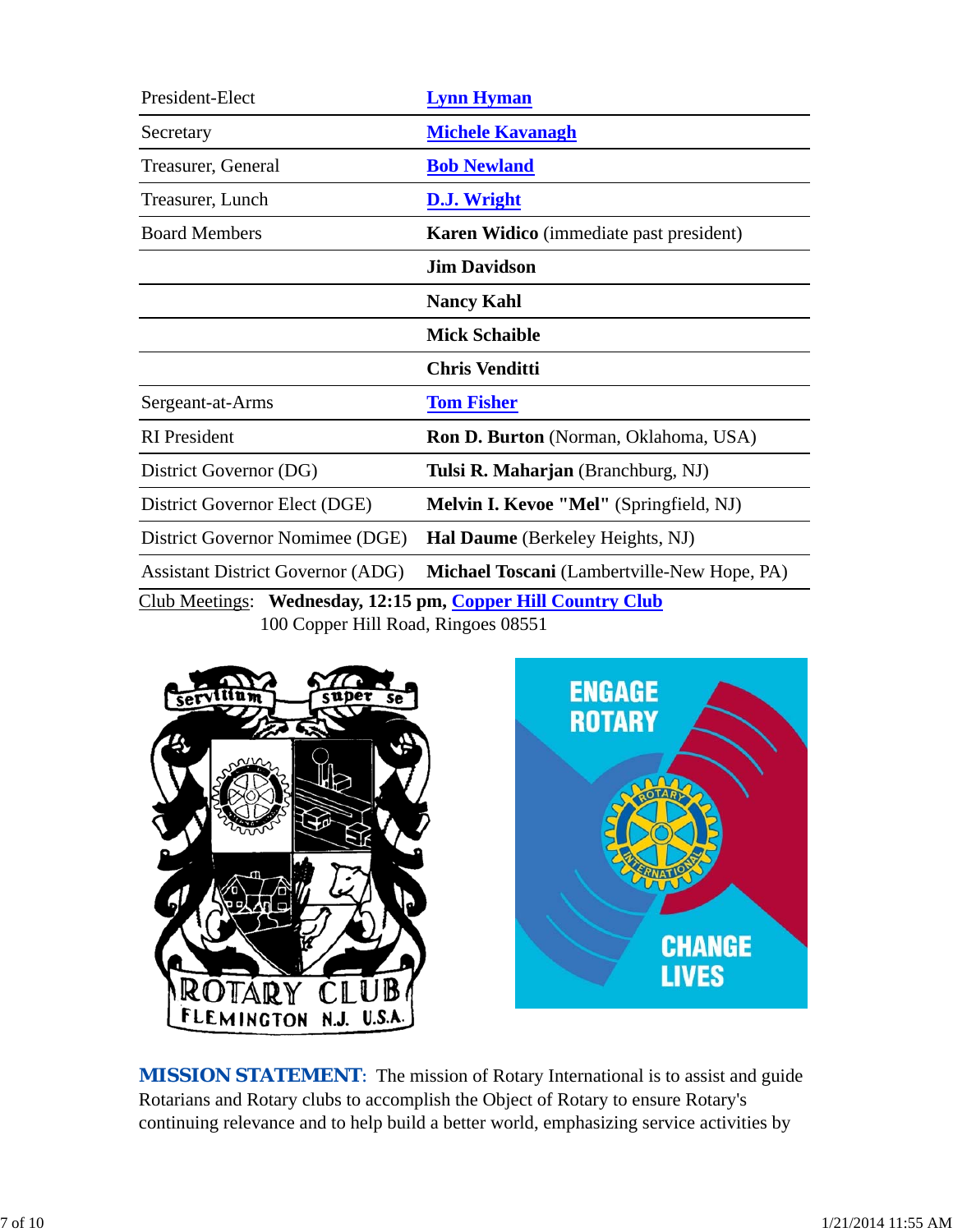| | |
|---|---|
| President-Elect | **Lynn Hyman** |
| Secretary | **Michele Kavanagh** |
| Treasurer, General | **Bob Newland** |
| Treasurer, Lunch | **D.J. Wright** |
| Board Members | **Karen Widico** (immediate past president) |
| | **Jim Davidson** |
| | **Nancy Kahl** |
| | **Mick Schaible** |
| | **Chris Venditti** |
| Sergeant-at-Arms | **Tom Fisher** |
| RI President | **Ron D. Burton** (Norman, Oklahoma, USA) |
| District Governor (DG) | **Tulsi R. Maharjan** (Branchburg, NJ) |
| District Governor Elect (DGE) | **Melvin I. Kevoe "Mel"** (Springfield, NJ) |
| District Governor Nominee (DGE) | **Hal Daume** (Berkeley Heights, NJ) |
| Assistant District Governor (ADG) | **Michael Toscani** (Lambertville-New Hope, PA) |

Club Meetings: **Wednesday, 12:15 pm, Copper Hill Country Club**
100 Copper Hill Road, Ringoes 08551

**MISSION STATEMENT**: The mission of Rotary International is to assist and guide Rotarians and Rotary clubs to accomplish the Object of Rotary to ensure Rotary's continuing relevance and to help build a better world, emphasizing service activities by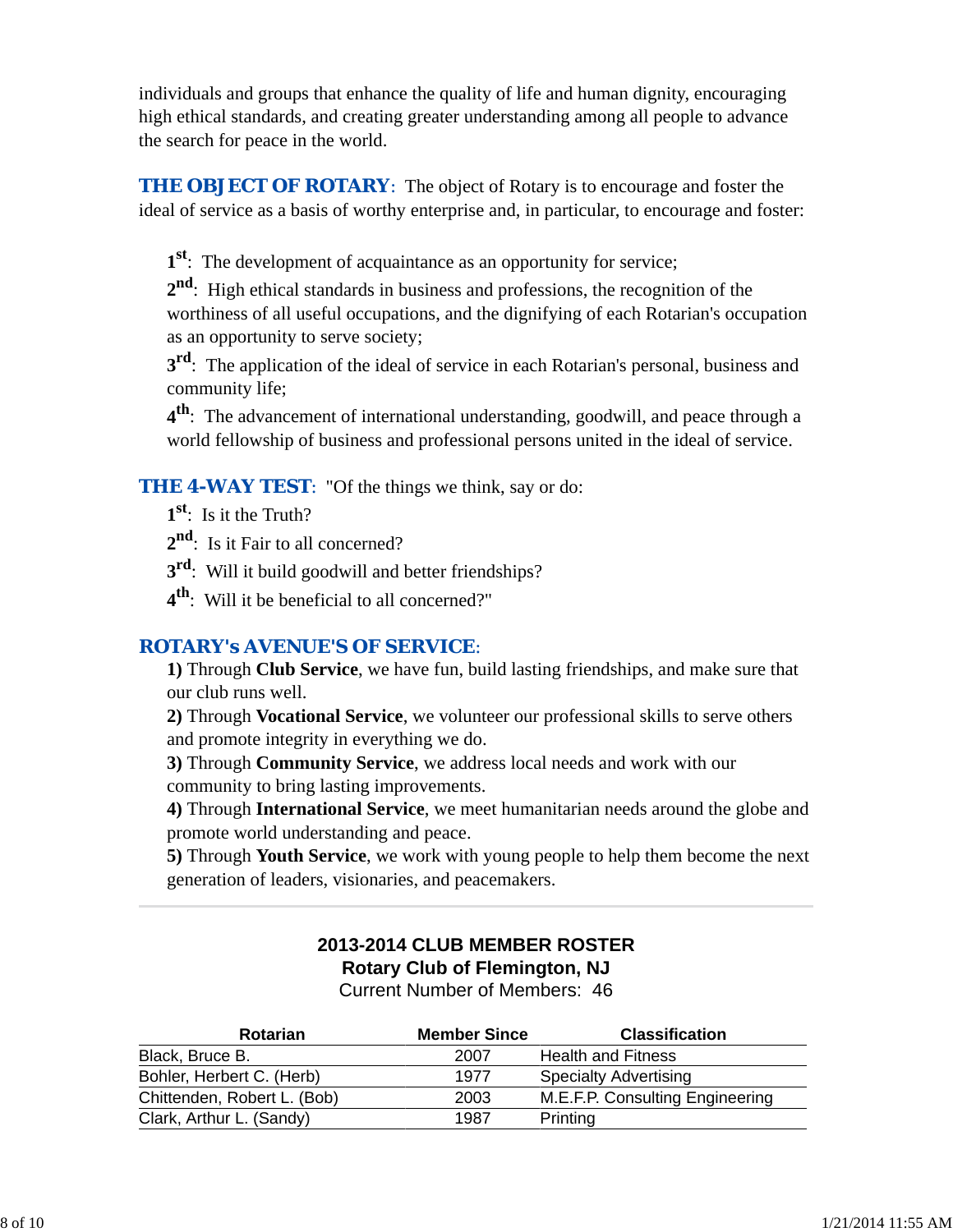individuals and groups that enhance the quality of life and human dignity, encouraging high ethical standards, and creating greater understanding among all people to advance the search for peace in the world.

**THE OBJECT OF ROTARY**: The object of Rotary is to encourage and foster the ideal of service as a basis of worthy enterprise and, in particular, to encourage and foster:

1st: The development of acquaintance as an opportunity for service;

2nd: High ethical standards in business and professions, the recognition of the worthiness of all useful occupations, and the dignifying of each Rotarian's occupation as an opportunity to serve society;

3rd: The application of the ideal of service in each Rotarian's personal, business and community life;

4th: The advancement of international understanding, goodwill, and peace through a world fellowship of business and professional persons united in the ideal of service.

**THE 4-WAY TEST**: "Of the things we think, say or do:

1st: Is it the Truth?

2nd: Is it Fair to all concerned?

3rd: Will it build goodwill and better friendships?

4th: Will it be beneficial to all concerned?"

**ROTARY's AVENUE'S OF SERVICE**:

**1)** Through **Club Service**, we have fun, build lasting friendships, and make sure that our club runs well.

**2)** Through **Vocational Service**, we volunteer our professional skills to serve others and promote integrity in everything we do.

**3)** Through **Community Service**, we address local needs and work with our community to bring lasting improvements.

**4)** Through **International Service**, we meet humanitarian needs around the globe and promote world understanding and peace.

**5)** Through **Youth Service**, we work with young people to help them become the next generation of leaders, visionaries, and peacemakers.

---

## 2013-2014 CLUB MEMBER ROSTER
### Rotary Club of Flemington, NJ
Current Number of Members: 46

| Rotarian | Member Since | Classification |
|---|---|---|
| Black, Bruce B. | 2007 | Health and Fitness |
| Bohler, Herbert C. (Herb) | 1977 | Specialty Advertising |
| Chittenden, Robert L. (Bob) | 2003 | M.E.F.P. Consulting Engineering |
| Clark, Arthur L. (Sandy) | 1987 | Printing |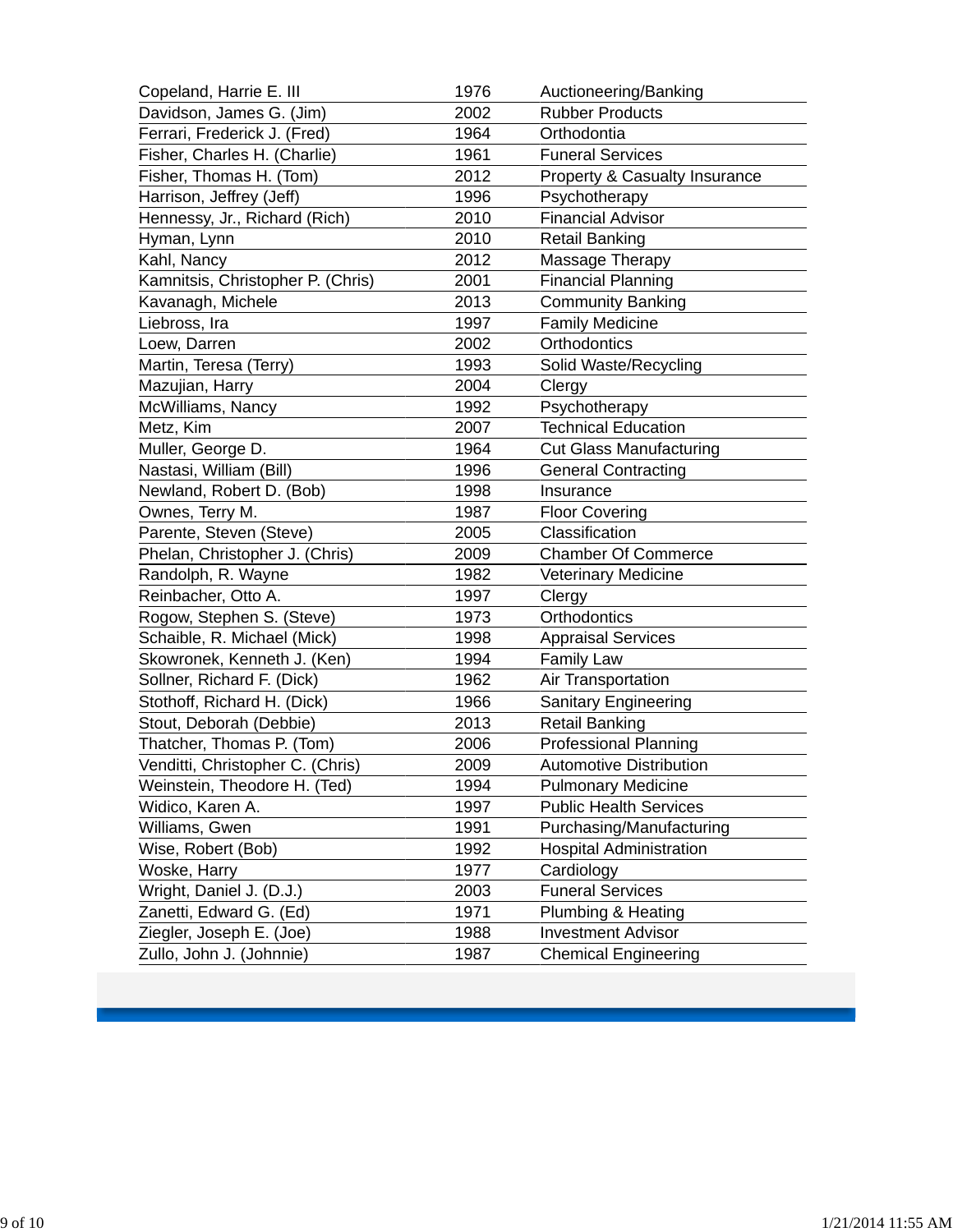| | | |
|---|---|---|
| Copeland, Harrie E. III | 1976 | Auctioneering/Banking |
| Davidson, James G. (Jim) | 2002 | Rubber Products |
| Ferrari, Frederick J. (Fred) | 1964 | Orthodontia |
| Fisher, Charles H. (Charlie) | 1961 | Funeral Services |
| Fisher, Thomas H. (Tom) | 2012 | Property & Casualty Insurance |
| Harrison, Jeffrey (Jeff) | 1996 | Psychotherapy |
| Hennessy, Jr., Richard (Rich) | 2010 | Financial Advisor |
| Hyman, Lynn | 2010 | Retail Banking |
| Kahl, Nancy | 2012 | Massage Therapy |
| Kamnitsis, Christopher P. (Chris) | 2001 | Financial Planning |
| Kavanagh, Michele | 2013 | Community Banking |
| Liebross, Ira | 1997 | Family Medicine |
| Loew, Darren | 2002 | Orthodontics |
| Martin, Teresa (Terry) | 1993 | Solid Waste/Recycling |
| Mazujian, Harry | 2004 | Clergy |
| McWilliams, Nancy | 1992 | Psychotherapy |
| Metz, Kim | 2007 | Technical Education |
| Muller, George D. | 1964 | Cut Glass Manufacturing |
| Nastasi, William (Bill) | 1996 | General Contracting |
| Newland, Robert D. (Bob) | 1998 | Insurance |
| Ownes, Terry M. | 1987 | Floor Covering |
| Parente, Steven (Steve) | 2005 | Classification |
| Phelan, Christopher J. (Chris) | 2009 | Chamber Of Commerce |
| Randolph, R. Wayne | 1982 | Veterinary Medicine |
| Reinbacher, Otto A. | 1997 | Clergy |
| Rogow, Stephen S. (Steve) | 1973 | Orthodontics |
| Schaible, R. Michael (Mick) | 1998 | Appraisal Services |
| Skowronek, Kenneth J. (Ken) | 1994 | Family Law |
| Sollner, Richard F. (Dick) | 1962 | Air Transportation |
| Stothoff, Richard H. (Dick) | 1966 | Sanitary Engineering |
| Stout, Deborah (Debbie) | 2013 | Retail Banking |
| Thatcher, Thomas P. (Tom) | 2006 | Professional Planning |
| Venditti, Christopher C. (Chris) | 2009 | Automotive Distribution |
| Weinstein, Theodore H. (Ted) | 1994 | Pulmonary Medicine |
| Widico, Karen A. | 1997 | Public Health Services |
| Williams, Gwen | 1991 | Purchasing/Manufacturing |
| Wise, Robert (Bob) | 1992 | Hospital Administration |
| Woske, Harry | 1977 | Cardiology |
| Wright, Daniel J. (D.J.) | 2003 | Funeral Services |
| Zanetti, Edward G. (Ed) | 1971 | Plumbing & Heating |
| Ziegler, Joseph E. (Joe) | 1988 | Investment Advisor |
| Zullo, John J. (Johnnie) | 1987 | Chemical Engineering |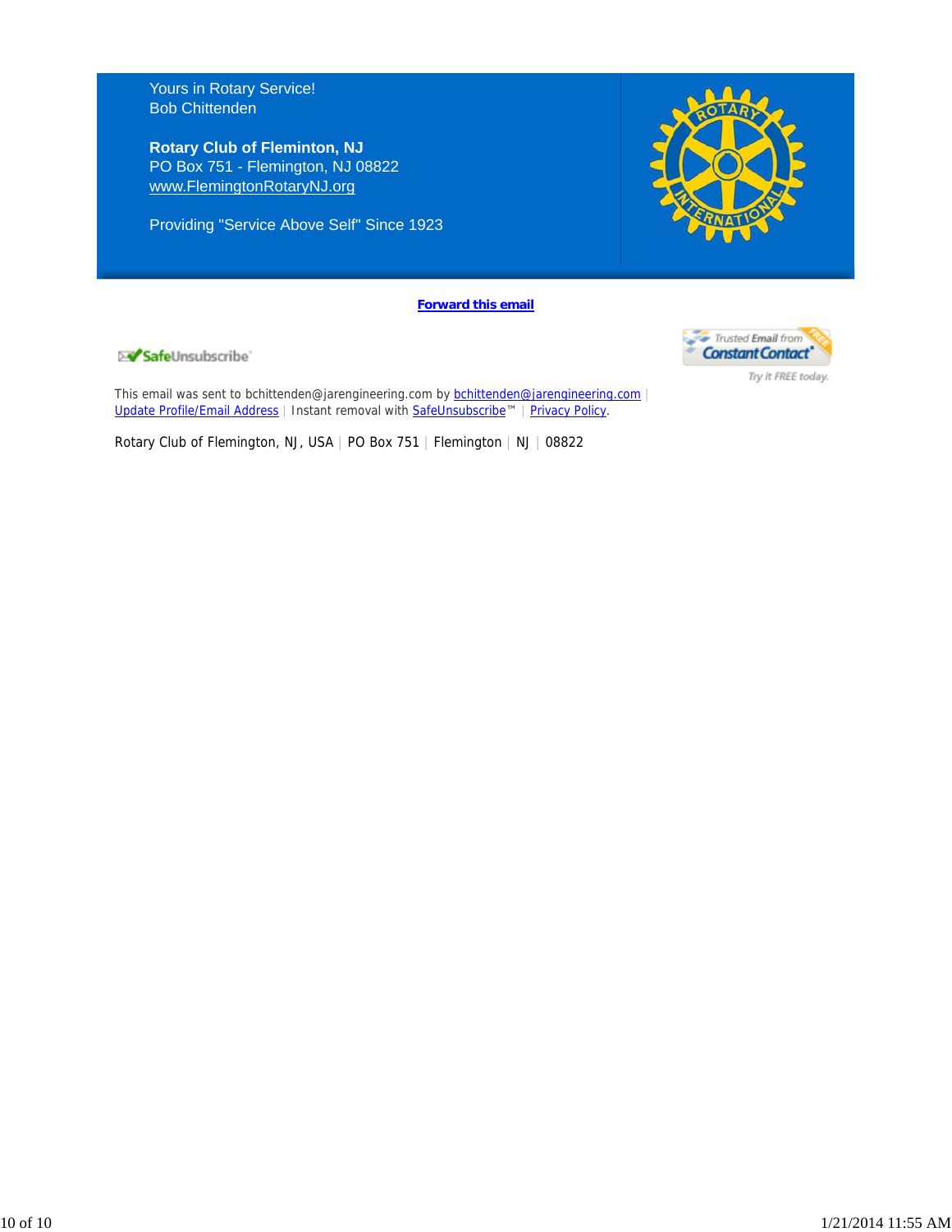Yours in Rotary Service!
Bob Chittenden

**Rotary Club of Fleminton, NJ**
PO Box 751 - Flemington, NJ 08822
www.FlemingtonRotaryNJ.org

Providing "Service Above Self" Since 1923

**Forward this email**

SafeUnsubscribe

Trusted Email from Constant Contact
Try it FREE today.

This email was sent to bchittenden@jarengineering.com by bchittenden@jarengineering.com | Update Profile/Email Address | Instant removal with SafeUnsubscribe™ | Privacy Policy.

Rotary Club of Flemington, NJ, USA | PO Box 751 | Flemington | NJ | 08822